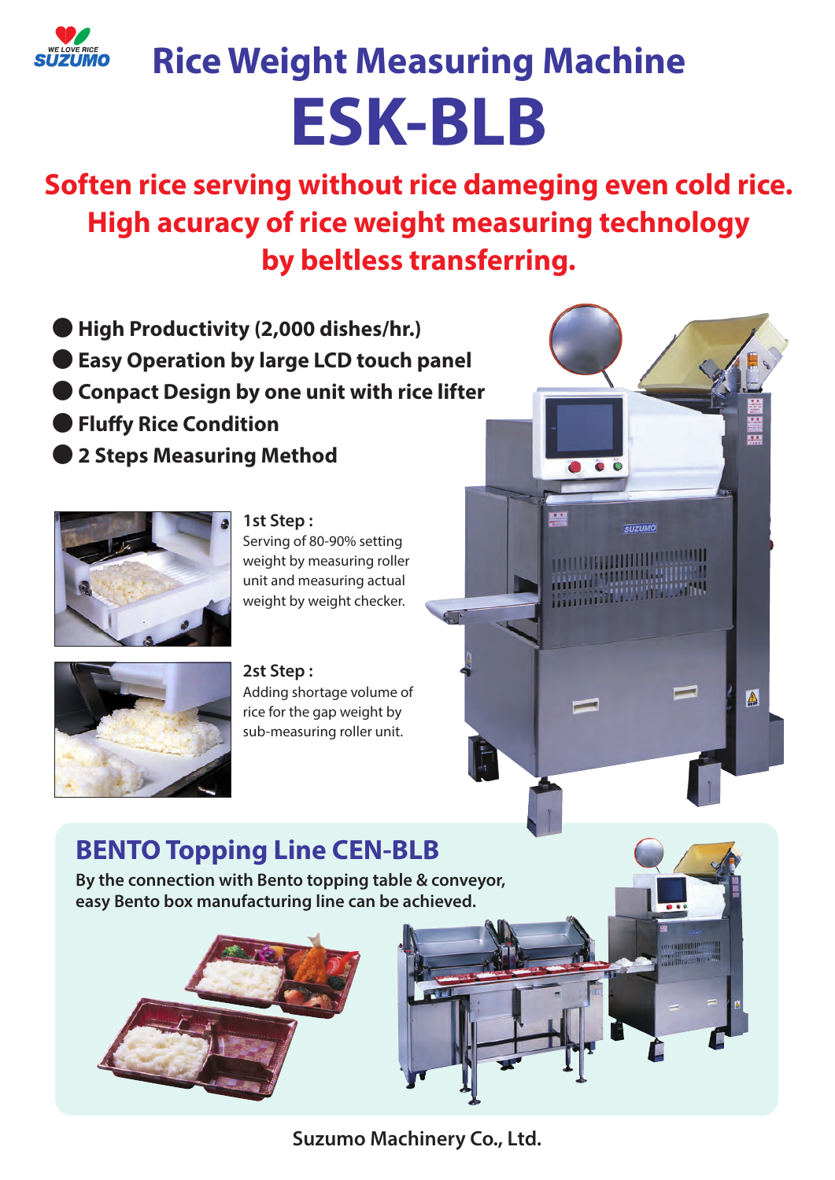WE LOVE RICE SUZUMO

# Rice Weight Measuring Machine

# ESK-BLB

**Soften rice serving without rice dameging even cold rice.**
**High acuracy of rice weight measuring technology**
**by beltless transferring.**

- **High Productivity (2,000 dishes/hr.)**
- **Easy Operation by large LCD touch panel**
- **Conpact Design by one unit with rice lifter**
- **Fluffy Rice Condition**
- **2 Steps Measuring Method**

**1st Step :**
Serving of 80-90% setting weight by measuring roller unit and measuring actual weight by weight checker.

**2st Step :**
Adding shortage volume of rice for the gap weight by sub-measuring roller unit.

## BENTO Topping Line CEN-BLB

**By the connection with Bento topping table & conveyor, easy Bento box manufacturing line can be achieved.**

**Suzumo Machinery Co., Ltd.**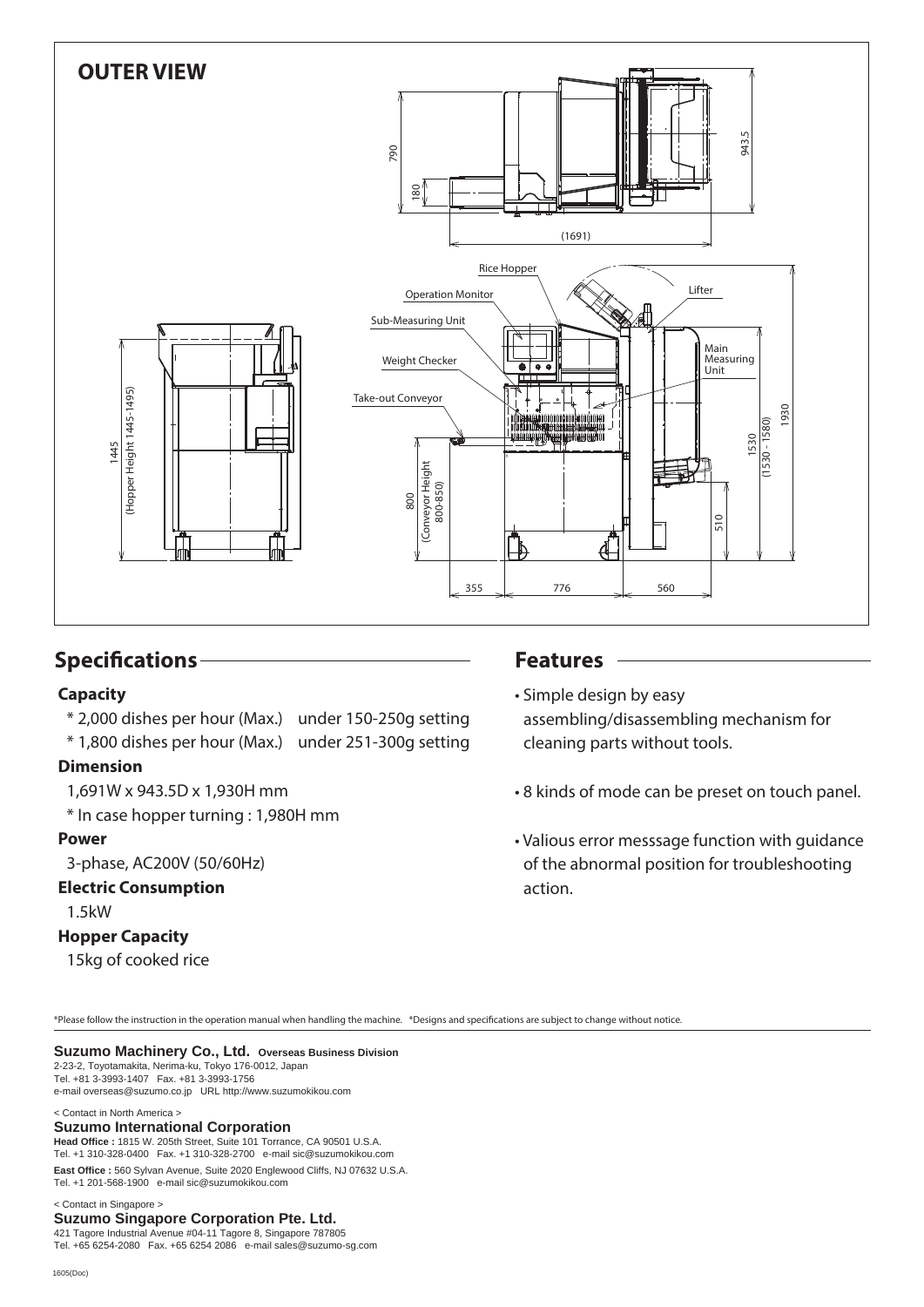## OUTER VIEW

790
180
943.5
(1691)

Rice Hopper
Operation Monitor
Lifter
Sub-Measuring Unit
Main Measuring Unit
Weight Checker
Take-out Conveyor

1445
(Hopper Height 1445-1495)

800
(Conveyor Height 800-850)

1530
(1530 - 1580)
1930
510

355
776
560

## Specifications

### Capacity

\* 2,000 dishes per hour (Max.) under 150-250g setting

\* 1,800 dishes per hour (Max.) under 251-300g setting

### Dimension

1,691W x 943.5D x 1,930H mm

\* In case hopper turning : 1,980H mm

### Power

3-phase, AC200V (50/60Hz)

### Electric Consumption

1.5kW

### Hopper Capacity

15kg of cooked rice

## Features

- Simple design by easy assembling/disassembling mechanism for cleaning parts without tools.
- 8 kinds of mode can be preset on touch panel.
- Valious error messsage function with guidance of the abnormal position for troubleshooting action.

*Please follow the instruction in the operation manual when handling the machine. *Designs and specifications are subject to change without notice.

**Suzumo Machinery Co., Ltd.** **Overseas Business Division**
2-23-2, Toyotamakita, Nerima-ku, Tokyo 176-0012, Japan
Tel. +81 3-3993-1407 Fax. +81 3-3993-1756
e-mail overseas@suzumo.co.jp URL http://www.suzumokikou.com

< Contact in North America >
**Suzumo International Corporation**
**Head Office :** 1815 W. 205th Street, Suite 101 Torrance, CA 90501 U.S.A.
Tel. +1 310-328-0400 Fax. +1 310-328-2700 e-mail sic@suzumokikou.com
**East Office :** 560 Sylvan Avenue, Suite 2020 Englewood Cliffs, NJ 07632 U.S.A.
Tel. +1 201-568-1900 e-mail sic@suzumokikou.com

< Contact in Singapore >
**Suzumo Singapore Corporation Pte. Ltd.**
421 Tagore Industrial Avenue #04-11 Tagore 8, Singapore 787805
Tel. +65 6254-2080 Fax. +65 6254 2086 e-mail sales@suzumo-sg.com

1605(Doc)